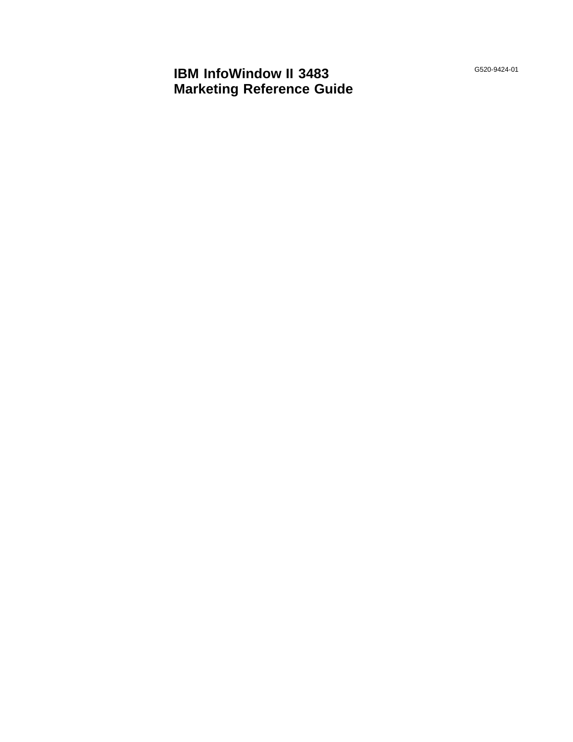# IBM InfoWindow II 3483 Marketing Reference Guide

G520-9424-01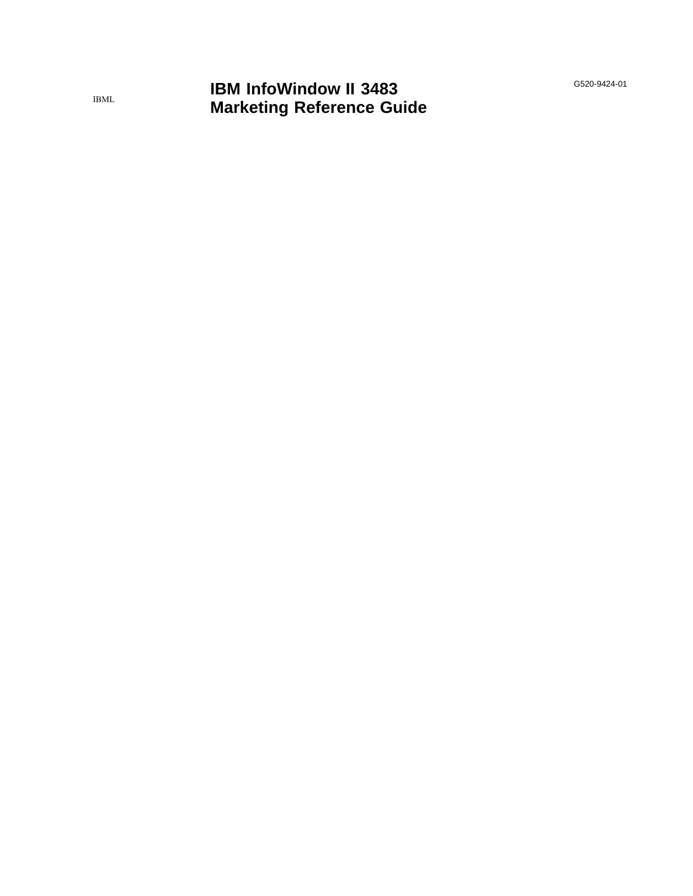IBML

# IBM InfoWindow II 3483 Marketing Reference Guide

G520-9424-01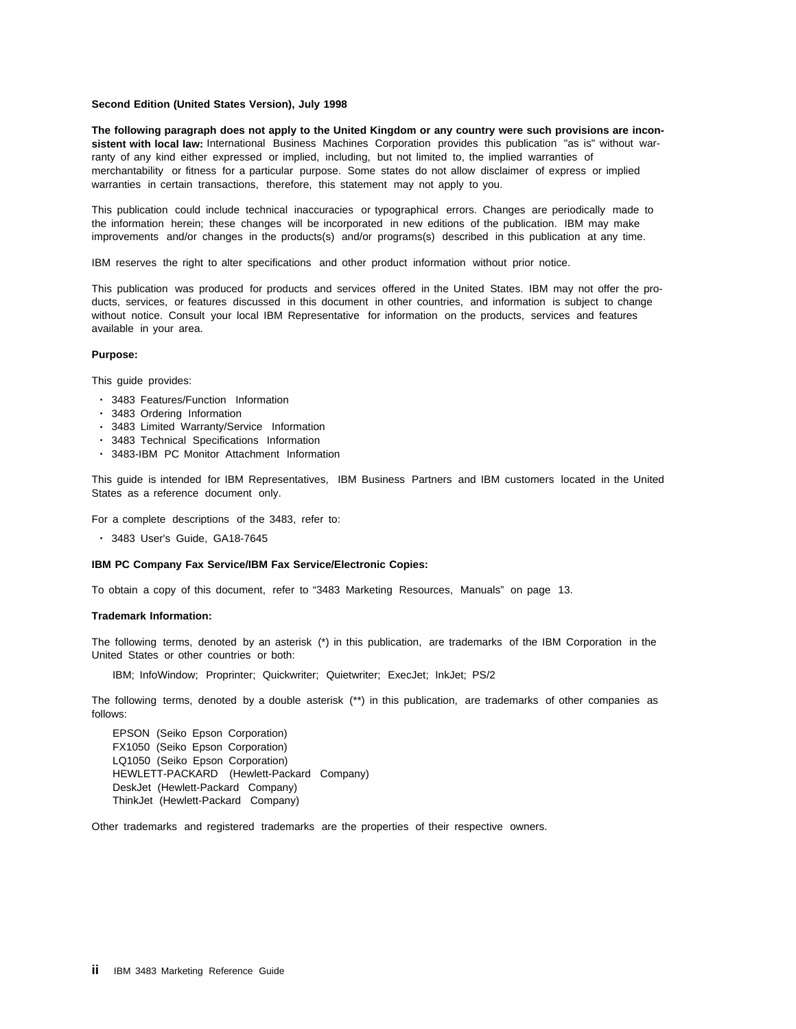**Second Edition (United States Version), July 1998**

**The following paragraph does not apply to the United Kingdom or any country were such provisions are inconsistent with local law:** International Business Machines Corporation provides this publication "as is" without warranty of any kind either expressed or implied, including, but not limited to, the implied warranties of merchantability or fitness for a particular purpose. Some states do not allow disclaimer of express or implied warranties in certain transactions, therefore, this statement may not apply to you.

This publication could include technical inaccuracies or typographical errors. Changes are periodically made to the information herein; these changes will be incorporated in new editions of the publication. IBM may make improvements and/or changes in the products(s) and/or programs(s) described in this publication at any time.

IBM reserves the right to alter specifications and other product information without prior notice.

This publication was produced for products and services offered in the United States. IBM may not offer the products, services, or features discussed in this document in other countries, and information is subject to change without notice. Consult your local IBM Representative for information on the products, services and features available in your area.

**Purpose:**

This guide provides:

- 3483 Features/Function Information
- 3483 Ordering Information
- 3483 Limited Warranty/Service Information
- 3483 Technical Specifications Information
- 3483-IBM PC Monitor Attachment Information

This guide is intended for IBM Representatives, IBM Business Partners and IBM customers located in the United States as a reference document only.

For a complete descriptions of the 3483, refer to:

- 3483 User's Guide, GA18-7645

**IBM PC Company Fax Service/IBM Fax Service/Electronic Copies:**

To obtain a copy of this document, refer to "3483 Marketing Resources, Manuals" on page 13.

**Trademark Information:**

The following terms, denoted by an asterisk (*) in this publication, are trademarks of the IBM Corporation in the United States or other countries or both:

IBM; InfoWindow; Proprinter; Quickwriter; Quietwriter; ExecJet; InkJet; PS/2

The following terms, denoted by a double asterisk (**) in this publication, are trademarks of other companies as follows:

EPSON (Seiko Epson Corporation)
FX1050 (Seiko Epson Corporation)
LQ1050 (Seiko Epson Corporation)
HEWLETT-PACKARD (Hewlett-Packard Company)
DeskJet (Hewlett-Packard Company)
ThinkJet (Hewlett-Packard Company)

Other trademarks and registered trademarks are the properties of their respective owners.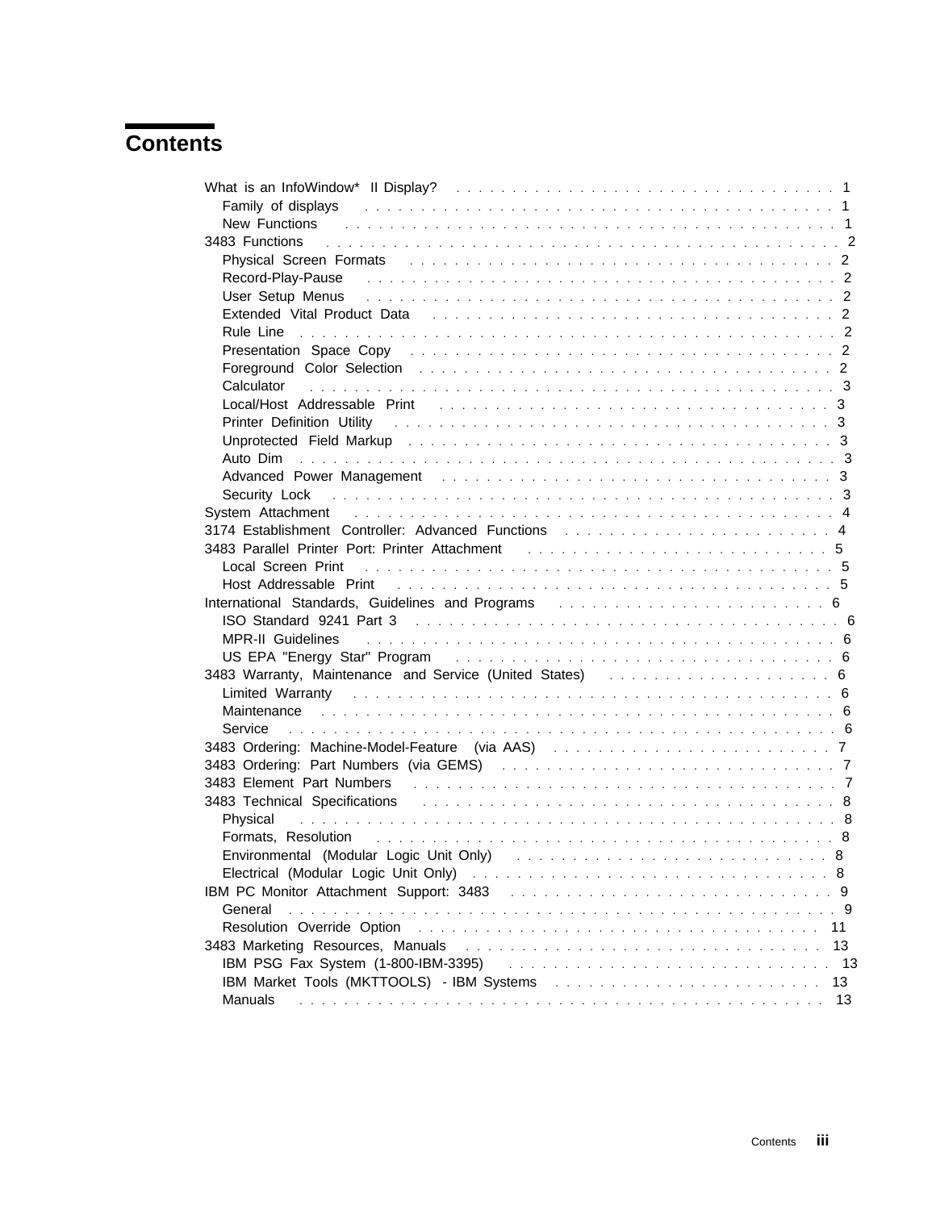# Contents

- What is an InfoWindow* II Display? . . . . . 1
  - Family of displays . . . . . 1
  - New Functions . . . . . 1
- 3483 Functions . . . . . 2
  - Physical Screen Formats . . . . . 2
  - Record-Play-Pause . . . . . 2
  - User Setup Menus . . . . . 2
  - Extended Vital Product Data . . . . . 2
  - Rule Line . . . . . 2
  - Presentation Space Copy . . . . . 2
  - Foreground Color Selection . . . . . 2
  - Calculator . . . . . 3
  - Local/Host Addressable Print . . . . . 3
  - Printer Definition Utility . . . . . 3
  - Unprotected Field Markup . . . . . 3
  - Auto Dim . . . . . 3
  - Advanced Power Management . . . . . 3
  - Security Lock . . . . . 3
- System Attachment . . . . . 4
- 3174 Establishment Controller: Advanced Functions . . . . . 4
- 3483 Parallel Printer Port: Printer Attachment . . . . . 5
  - Local Screen Print . . . . . 5
  - Host Addressable Print . . . . . 5
- International Standards, Guidelines and Programs . . . . . 6
  - ISO Standard 9241 Part 3 . . . . . 6
  - MPR-II Guidelines . . . . . 6
  - US EPA "Energy Star" Program . . . . . 6
- 3483 Warranty, Maintenance and Service (United States) . . . . . 6
  - Limited Warranty . . . . . 6
  - Maintenance . . . . . 6
  - Service . . . . . 6
- 3483 Ordering: Machine-Model-Feature (via AAS) . . . . . 7
- 3483 Ordering: Part Numbers (via GEMS) . . . . . 7
- 3483 Element Part Numbers . . . . . 7
- 3483 Technical Specifications . . . . . 8
  - Physical . . . . . 8
  - Formats, Resolution . . . . . 8
  - Environmental (Modular Logic Unit Only) . . . . . 8
  - Electrical (Modular Logic Unit Only) . . . . . 8
- IBM PC Monitor Attachment Support: 3483 . . . . . 9
  - General . . . . . 9
  - Resolution Override Option . . . . . 11
- 3483 Marketing Resources, Manuals . . . . . 13
  - IBM PSG Fax System (1-800-IBM-3395) . . . . . 13
  - IBM Market Tools (MKTTOOLS) - IBM Systems . . . . . 13
  - Manuals . . . . . 13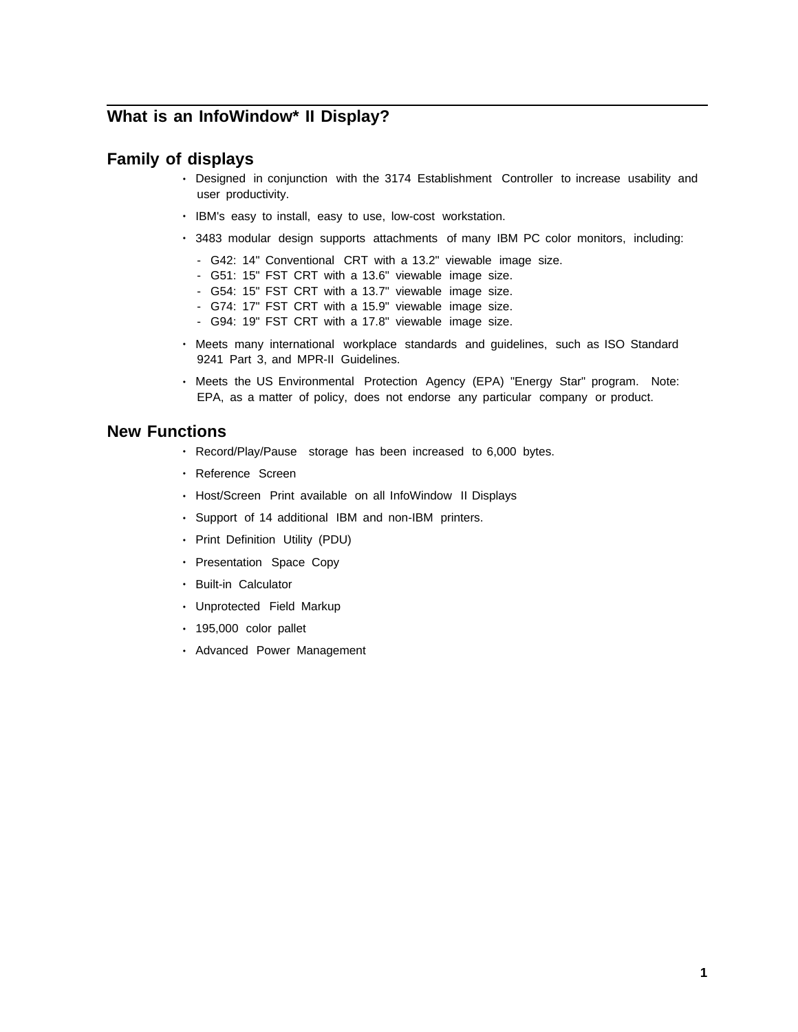## What is an InfoWindow* II Display?

### Family of displays

- Designed in conjunction with the 3174 Establishment Controller to increase usability and user productivity.
- IBM's easy to install, easy to use, low-cost workstation.
- 3483 modular design supports attachments of many IBM PC color monitors, including:
  - G42: 14" Conventional CRT with a 13.2" viewable image size.
  - G51: 15" FST CRT with a 13.6" viewable image size.
  - G54: 15" FST CRT with a 13.7" viewable image size.
  - G74: 17" FST CRT with a 15.9" viewable image size.
  - G94: 19" FST CRT with a 17.8" viewable image size.
- Meets many international workplace standards and guidelines, such as ISO Standard 9241 Part 3, and MPR-II Guidelines.
- Meets the US Environmental Protection Agency (EPA) "Energy Star" program. Note: EPA, as a matter of policy, does not endorse any particular company or product.

### New Functions

- Record/Play/Pause storage has been increased to 6,000 bytes.
- Reference Screen
- Host/Screen Print available on all InfoWindow II Displays
- Support of 14 additional IBM and non-IBM printers.
- Print Definition Utility (PDU)
- Presentation Space Copy
- Built-in Calculator
- Unprotected Field Markup
- 195,000 color pallet
- Advanced Power Management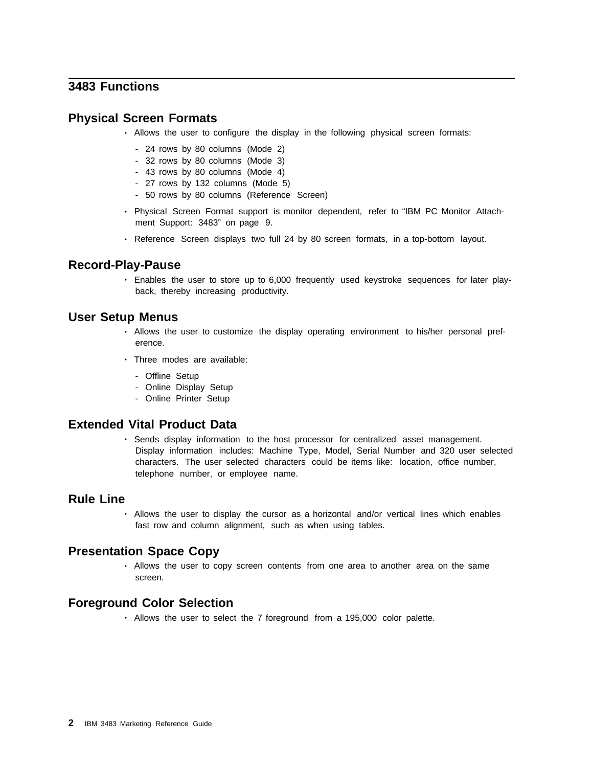## 3483 Functions

### Physical Screen Formats

- Allows the user to configure the display in the following physical screen formats:
  - 24 rows by 80 columns (Mode 2)
  - 32 rows by 80 columns (Mode 3)
  - 43 rows by 80 columns (Mode 4)
  - 27 rows by 132 columns (Mode 5)
  - 50 rows by 80 columns (Reference Screen)
- Physical Screen Format support is monitor dependent, refer to "IBM PC Monitor Attachment Support: 3483" on page 9.
- Reference Screen displays two full 24 by 80 screen formats, in a top-bottom layout.

### Record-Play-Pause

- Enables the user to store up to 6,000 frequently used keystroke sequences for later playback, thereby increasing productivity.

### User Setup Menus

- Allows the user to customize the display operating environment to his/her personal preference.
- Three modes are available:
  - Offline Setup
  - Online Display Setup
  - Online Printer Setup

### Extended Vital Product Data

- Sends display information to the host processor for centralized asset management. Display information includes: Machine Type, Model, Serial Number and 320 user selected characters. The user selected characters could be items like: location, office number, telephone number, or employee name.

### Rule Line

- Allows the user to display the cursor as a horizontal and/or vertical lines which enables fast row and column alignment, such as when using tables.

### Presentation Space Copy

- Allows the user to copy screen contents from one area to another area on the same screen.

### Foreground Color Selection

- Allows the user to select the 7 foreground from a 195,000 color palette.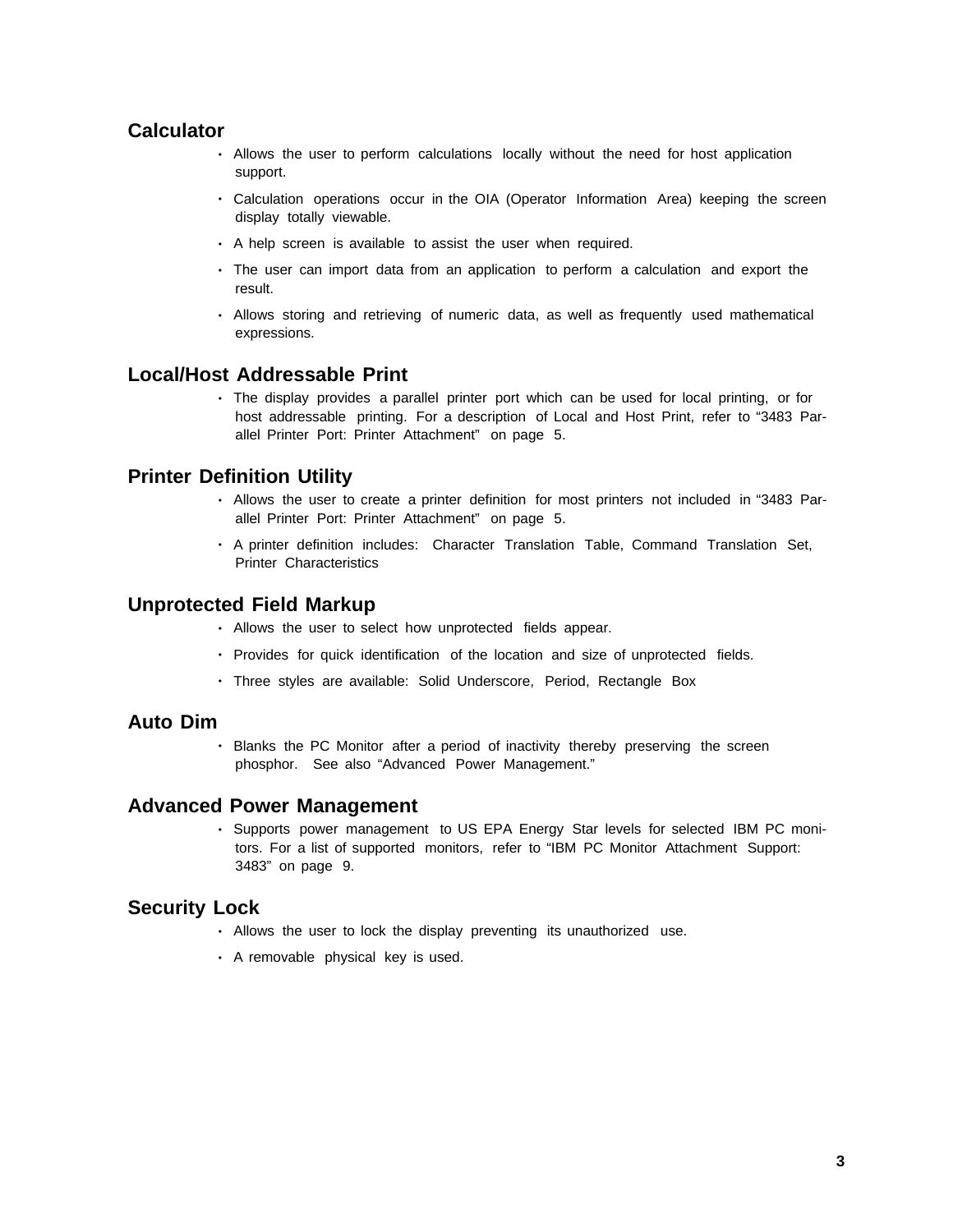## Calculator

- Allows the user to perform calculations locally without the need for host application support.
- Calculation operations occur in the OIA (Operator Information Area) keeping the screen display totally viewable.
- A help screen is available to assist the user when required.
- The user can import data from an application to perform a calculation and export the result.
- Allows storing and retrieving of numeric data, as well as frequently used mathematical expressions.

## Local/Host Addressable Print

- The display provides a parallel printer port which can be used for local printing, or for host addressable printing. For a description of Local and Host Print, refer to "3483 Parallel Printer Port: Printer Attachment" on page 5.

## Printer Definition Utility

- Allows the user to create a printer definition for most printers not included in "3483 Parallel Printer Port: Printer Attachment" on page 5.
- A printer definition includes: Character Translation Table, Command Translation Set, Printer Characteristics

## Unprotected Field Markup

- Allows the user to select how unprotected fields appear.
- Provides for quick identification of the location and size of unprotected fields.
- Three styles are available: Solid Underscore, Period, Rectangle Box

## Auto Dim

- Blanks the PC Monitor after a period of inactivity thereby preserving the screen phosphor. See also "Advanced Power Management."

## Advanced Power Management

- Supports power management to US EPA Energy Star levels for selected IBM PC monitors. For a list of supported monitors, refer to "IBM PC Monitor Attachment Support: 3483" on page 9.

## Security Lock

- Allows the user to lock the display preventing its unauthorized use.
- A removable physical key is used.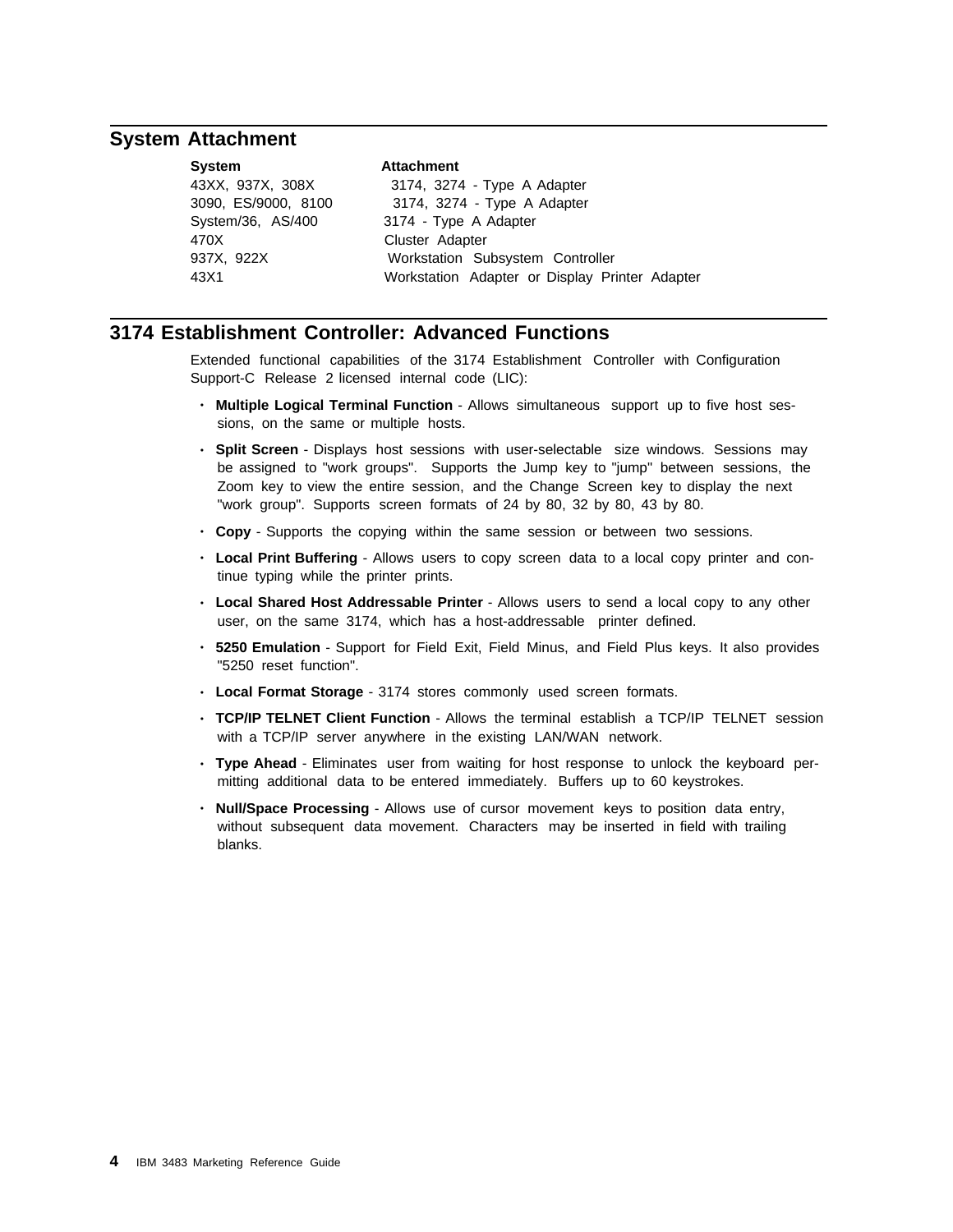## System Attachment

| System | Attachment |
| --- | --- |
| 43XX, 937X, 308X | 3174, 3274 - Type A Adapter |
| 3090, ES/9000, 8100 | 3174, 3274 - Type A Adapter |
| System/36, AS/400 | 3174 - Type A Adapter |
| 470X | Cluster Adapter |
| 937X, 922X | Workstation Subsystem Controller |
| 43X1 | Workstation Adapter or Display Printer Adapter |

## 3174 Establishment Controller: Advanced Functions

Extended functional capabilities of the 3174 Establishment Controller with Configuration Support-C Release 2 licensed internal code (LIC):

- **Multiple Logical Terminal Function** - Allows simultaneous support up to five host sessions, on the same or multiple hosts.
- **Split Screen** - Displays host sessions with user-selectable size windows. Sessions may be assigned to "work groups". Supports the Jump key to "jump" between sessions, the Zoom key to view the entire session, and the Change Screen key to display the next "work group". Supports screen formats of 24 by 80, 32 by 80, 43 by 80.
- **Copy** - Supports the copying within the same session or between two sessions.
- **Local Print Buffering** - Allows users to copy screen data to a local copy printer and continue typing while the printer prints.
- **Local Shared Host Addressable Printer** - Allows users to send a local copy to any other user, on the same 3174, which has a host-addressable printer defined.
- **5250 Emulation** - Support for Field Exit, Field Minus, and Field Plus keys. It also provides "5250 reset function".
- **Local Format Storage** - 3174 stores commonly used screen formats.
- **TCP/IP TELNET Client Function** - Allows the terminal establish a TCP/IP TELNET session with a TCP/IP server anywhere in the existing LAN/WAN network.
- **Type Ahead** - Eliminates user from waiting for host response to unlock the keyboard permitting additional data to be entered immediately. Buffers up to 60 keystrokes.
- **Null/Space Processing** - Allows use of cursor movement keys to position data entry, without subsequent data movement. Characters may be inserted in field with trailing blanks.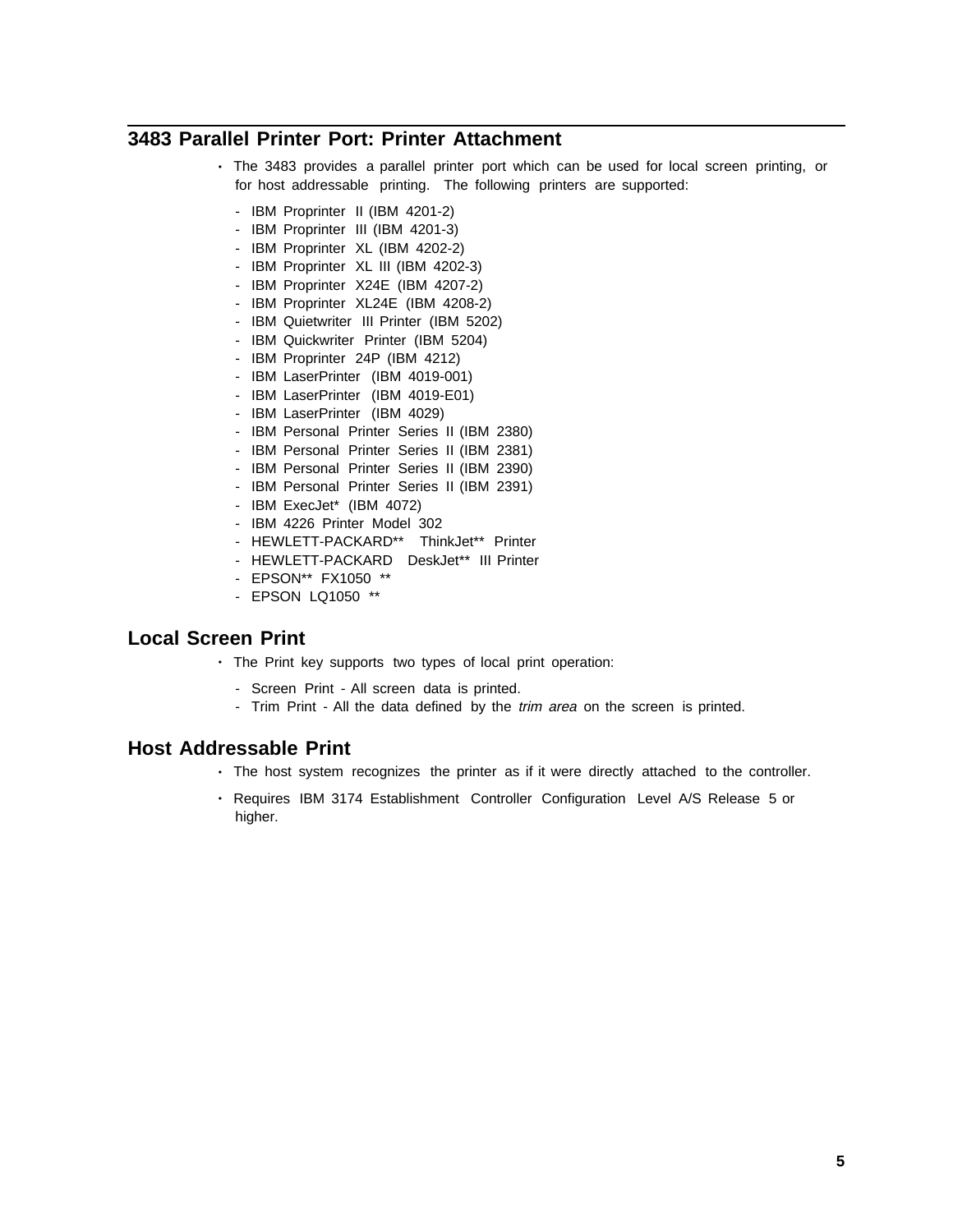## 3483 Parallel Printer Port: Printer Attachment

- The 3483 provides a parallel printer port which can be used for local screen printing, or for host addressable printing. The following printers are supported:
  - IBM Proprinter II (IBM 4201-2)
  - IBM Proprinter III (IBM 4201-3)
  - IBM Proprinter XL (IBM 4202-2)
  - IBM Proprinter XL III (IBM 4202-3)
  - IBM Proprinter X24E (IBM 4207-2)
  - IBM Proprinter XL24E (IBM 4208-2)
  - IBM Quietwriter III Printer (IBM 5202)
  - IBM Quickwriter Printer (IBM 5204)
  - IBM Proprinter 24P (IBM 4212)
  - IBM LaserPrinter (IBM 4019-001)
  - IBM LaserPrinter (IBM 4019-E01)
  - IBM LaserPrinter (IBM 4029)
  - IBM Personal Printer Series II (IBM 2380)
  - IBM Personal Printer Series II (IBM 2381)
  - IBM Personal Printer Series II (IBM 2390)
  - IBM Personal Printer Series II (IBM 2391)
  - IBM ExecJet* (IBM 4072)
  - IBM 4226 Printer Model 302
  - HEWLETT-PACKARD** ThinkJet** Printer
  - HEWLETT-PACKARD DeskJet** III Printer
  - EPSON** FX1050 **
  - EPSON LQ1050 **

## Local Screen Print

- The Print key supports two types of local print operation:
  - Screen Print - All screen data is printed.
  - Trim Print - All the data defined by the *trim area* on the screen is printed.

## Host Addressable Print

- The host system recognizes the printer as if it were directly attached to the controller.
- Requires IBM 3174 Establishment Controller Configuration Level A/S Release 5 or higher.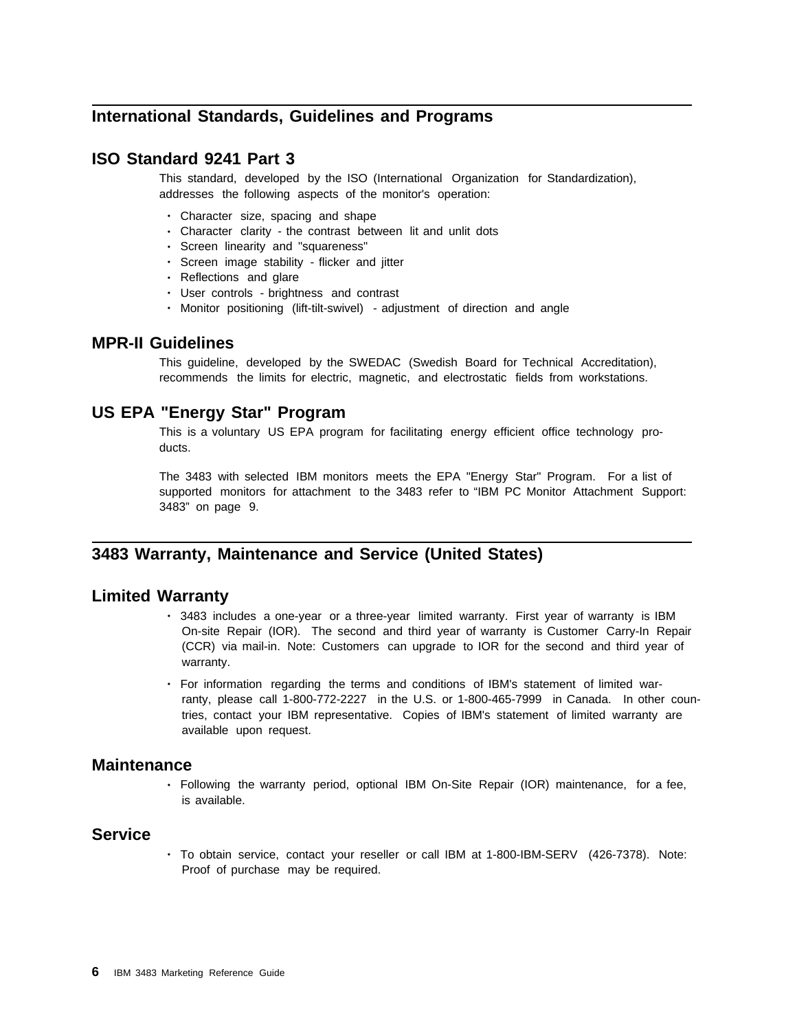## International Standards, Guidelines and Programs

### ISO Standard 9241 Part 3

This standard, developed by the ISO (International Organization for Standardization), addresses the following aspects of the monitor's operation:

- Character size, spacing and shape
- Character clarity - the contrast between lit and unlit dots
- Screen linearity and "squareness"
- Screen image stability - flicker and jitter
- Reflections and glare
- User controls - brightness and contrast
- Monitor positioning (lift-tilt-swivel) - adjustment of direction and angle

### MPR-II Guidelines

This guideline, developed by the SWEDAC (Swedish Board for Technical Accreditation), recommends the limits for electric, magnetic, and electrostatic fields from workstations.

### US EPA "Energy Star" Program

This is a voluntary US EPA program for facilitating energy efficient office technology products.

The 3483 with selected IBM monitors meets the EPA "Energy Star" Program. For a list of supported monitors for attachment to the 3483 refer to "IBM PC Monitor Attachment Support: 3483" on page 9.

## 3483 Warranty, Maintenance and Service (United States)

### Limited Warranty

- 3483 includes a one-year or a three-year limited warranty. First year of warranty is IBM On-site Repair (IOR). The second and third year of warranty is Customer Carry-In Repair (CCR) via mail-in. Note: Customers can upgrade to IOR for the second and third year of warranty.
- For information regarding the terms and conditions of IBM's statement of limited warranty, please call 1-800-772-2227 in the U.S. or 1-800-465-7999 in Canada. In other countries, contact your IBM representative. Copies of IBM's statement of limited warranty are available upon request.

### Maintenance

- Following the warranty period, optional IBM On-Site Repair (IOR) maintenance, for a fee, is available.

### Service

- To obtain service, contact your reseller or call IBM at 1-800-IBM-SERV (426-7378). Note: Proof of purchase may be required.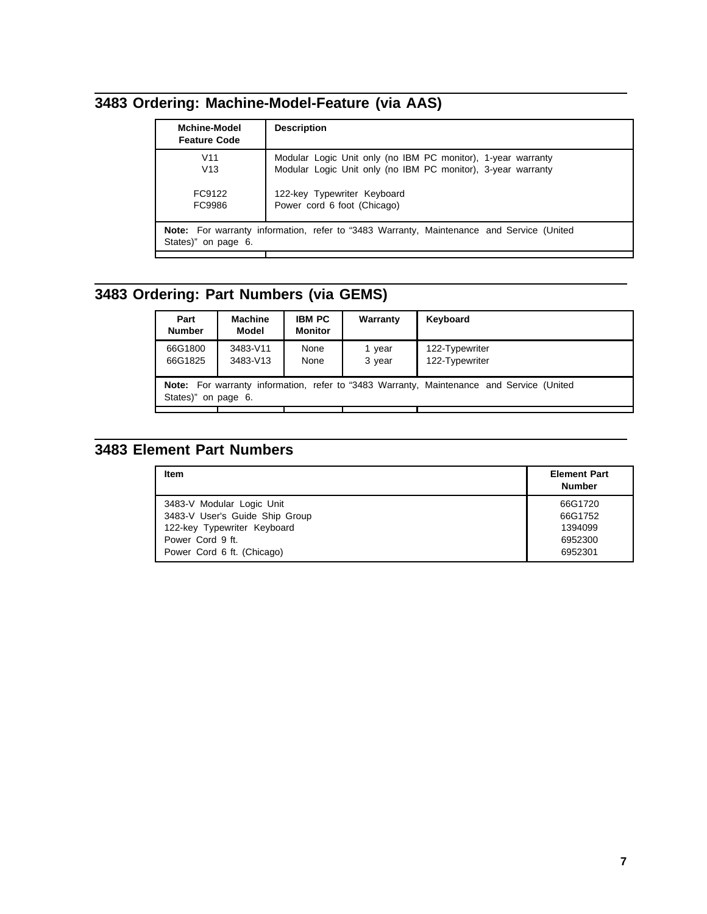## 3483 Ordering: Machine-Model-Feature (via AAS)

| Mchine-Model Feature Code | Description |
| --- | --- |
| V11 | Modular Logic Unit only (no IBM PC monitor), 1-year warranty |
| V13 | Modular Logic Unit only (no IBM PC monitor), 3-year warranty |
| FC9122 | 122-key Typewriter Keyboard |
| FC9986 | Power cord 6 foot (Chicago) |

**Note:** For warranty information, refer to "3483 Warranty, Maintenance and Service (United States)" on page 6.

## 3483 Ordering: Part Numbers (via GEMS)

| Part Number | Machine Model | IBM PC Monitor | Warranty | Keyboard |
| --- | --- | --- | --- | --- |
| 66G1800 | 3483-V11 | None | 1 year | 122-Typewriter |
| 66G1825 | 3483-V13 | None | 3 year | 122-Typewriter |

**Note:** For warranty information, refer to "3483 Warranty, Maintenance and Service (United States)" on page 6.

## 3483 Element Part Numbers

| Item | Element Part Number |
| --- | --- |
| 3483-V Modular Logic Unit | 66G1720 |
| 3483-V User's Guide Ship Group | 66G1752 |
| 122-key Typewriter Keyboard | 1394099 |
| Power Cord 9 ft. | 6952300 |
| Power Cord 6 ft. (Chicago) | 6952301 |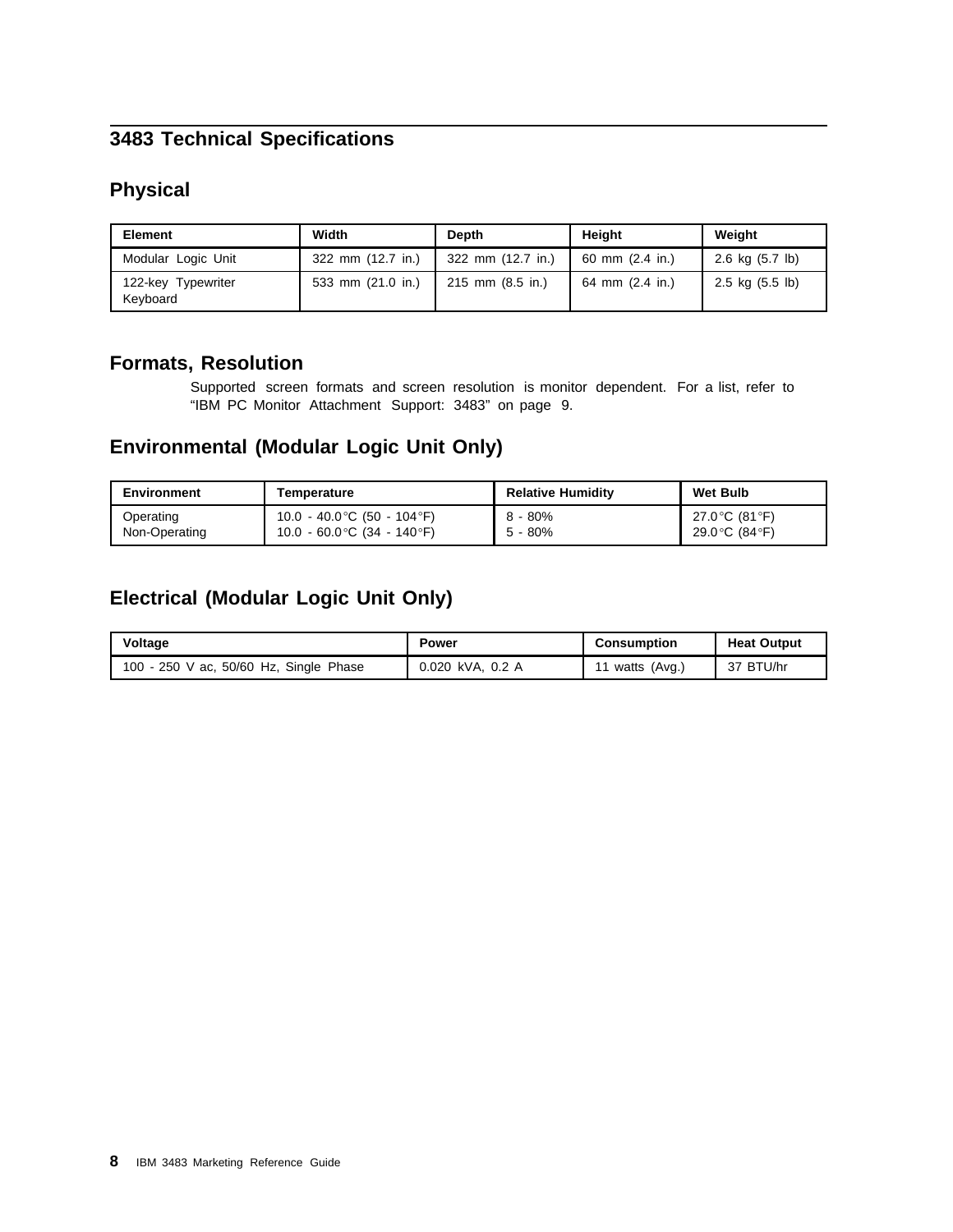# 3483 Technical Specifications

## Physical

| Element | Width | Depth | Height | Weight |
|---|---|---|---|---|
| Modular Logic Unit | 322 mm (12.7 in.) | 322 mm (12.7 in.) | 60 mm (2.4 in.) | 2.6 kg (5.7 lb) |
| 122-key Typewriter Keyboard | 533 mm (21.0 in.) | 215 mm (8.5 in.) | 64 mm (2.4 in.) | 2.5 kg (5.5 lb) |

## Formats, Resolution

Supported screen formats and screen resolution is monitor dependent. For a list, refer to "IBM PC Monitor Attachment Support: 3483" on page 9.

## Environmental (Modular Logic Unit Only)

| Environment | Temperature | Relative Humidity | Wet Bulb |
|---|---|---|---|
| Operating<br>Non-Operating | 10.0 - 40.0°C (50 - 104°F)<br>10.0 - 60.0°C (34 - 140°F) | 8 - 80%<br>5 - 80% | 27.0°C (81°F)<br>29.0°C (84°F) |

## Electrical (Modular Logic Unit Only)

| Voltage | Power | Consumption | Heat Output |
|---|---|---|---|
| 100 - 250 V ac, 50/60 Hz, Single Phase | 0.020 kVA, 0.2 A | 11 watts (Avg.) | 37 BTU/hr |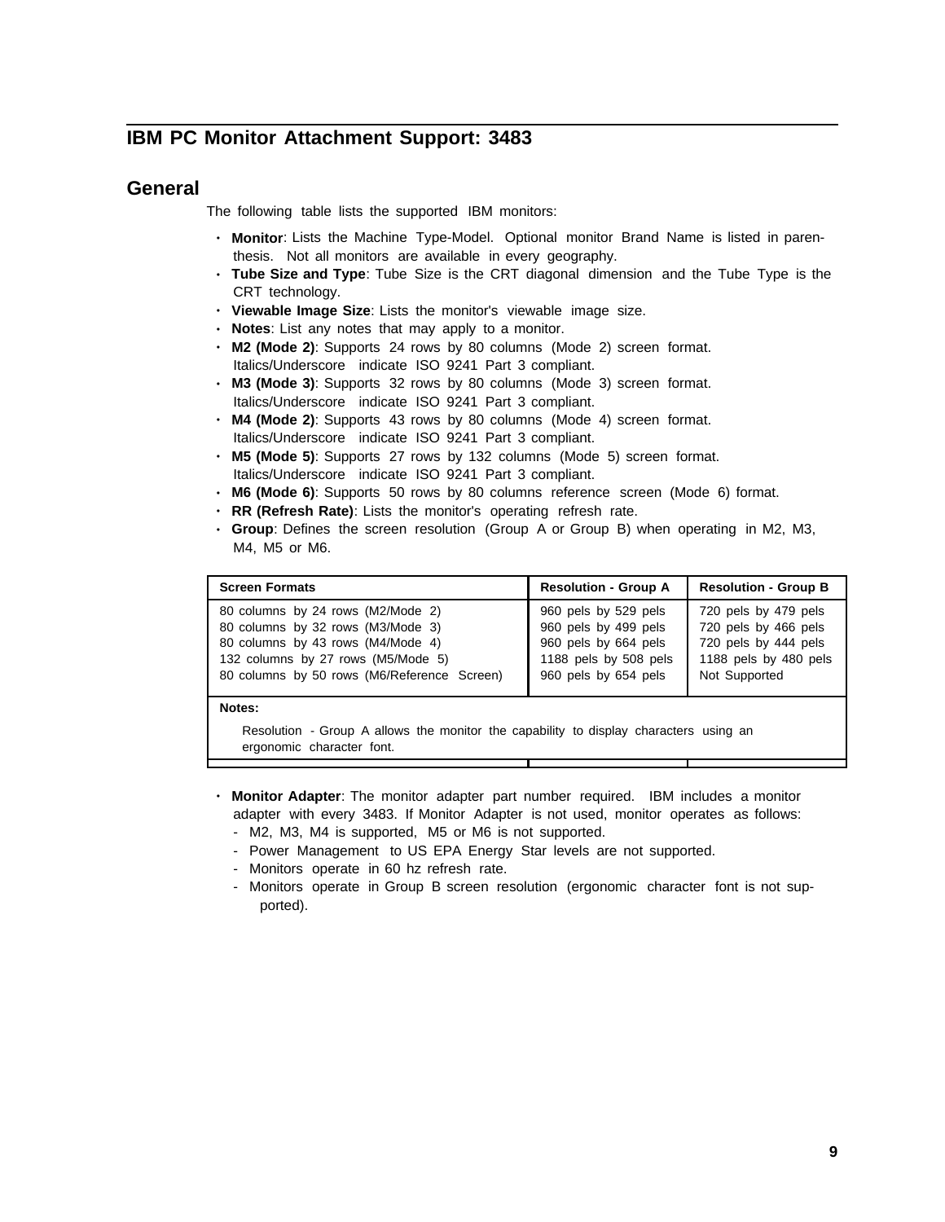## IBM PC Monitor Attachment Support: 3483

## General

The following table lists the supported IBM monitors:

- **Monitor**: Lists the Machine Type-Model. Optional monitor Brand Name is listed in parenthesis. Not all monitors are available in every geography.
- **Tube Size and Type**: Tube Size is the CRT diagonal dimension and the Tube Type is the CRT technology.
- **Viewable Image Size**: Lists the monitor's viewable image size.
- **Notes**: List any notes that may apply to a monitor.
- **M2 (Mode 2)**: Supports 24 rows by 80 columns (Mode 2) screen format. Italics/Underscore indicate ISO 9241 Part 3 compliant.
- **M3 (Mode 3)**: Supports 32 rows by 80 columns (Mode 3) screen format. Italics/Underscore indicate ISO 9241 Part 3 compliant.
- **M4 (Mode 2)**: Supports 43 rows by 80 columns (Mode 4) screen format. Italics/Underscore indicate ISO 9241 Part 3 compliant.
- **M5 (Mode 5)**: Supports 27 rows by 132 columns (Mode 5) screen format. Italics/Underscore indicate ISO 9241 Part 3 compliant.
- **M6 (Mode 6)**: Supports 50 rows by 80 columns reference screen (Mode 6) format.
- **RR (Refresh Rate)**: Lists the monitor's operating refresh rate.
- **Group**: Defines the screen resolution (Group A or Group B) when operating in M2, M3, M4, M5 or M6.

| Screen Formats | Resolution - Group A | Resolution - Group B |
|---|---|---|
| 80 columns by 24 rows (M2/Mode 2) | 960 pels by 529 pels | 720 pels by 479 pels |
| 80 columns by 32 rows (M3/Mode 3) | 960 pels by 499 pels | 720 pels by 466 pels |
| 80 columns by 43 rows (M4/Mode 4) | 960 pels by 664 pels | 720 pels by 444 pels |
| 132 columns by 27 rows (M5/Mode 5) | 1188 pels by 508 pels | 1188 pels by 480 pels |
| 80 columns by 50 rows (M6/Reference Screen) | 960 pels by 654 pels | Not Supported |

**Notes:**

Resolution - Group A allows the monitor the capability to display characters using an ergonomic character font.

- **Monitor Adapter**: The monitor adapter part number required. IBM includes a monitor adapter with every 3483. If Monitor Adapter is not used, monitor operates as follows:
  - M2, M3, M4 is supported, M5 or M6 is not supported.
  - Power Management to US EPA Energy Star levels are not supported.
  - Monitors operate in 60 hz refresh rate.
  - Monitors operate in Group B screen resolution (ergonomic character font is not supported).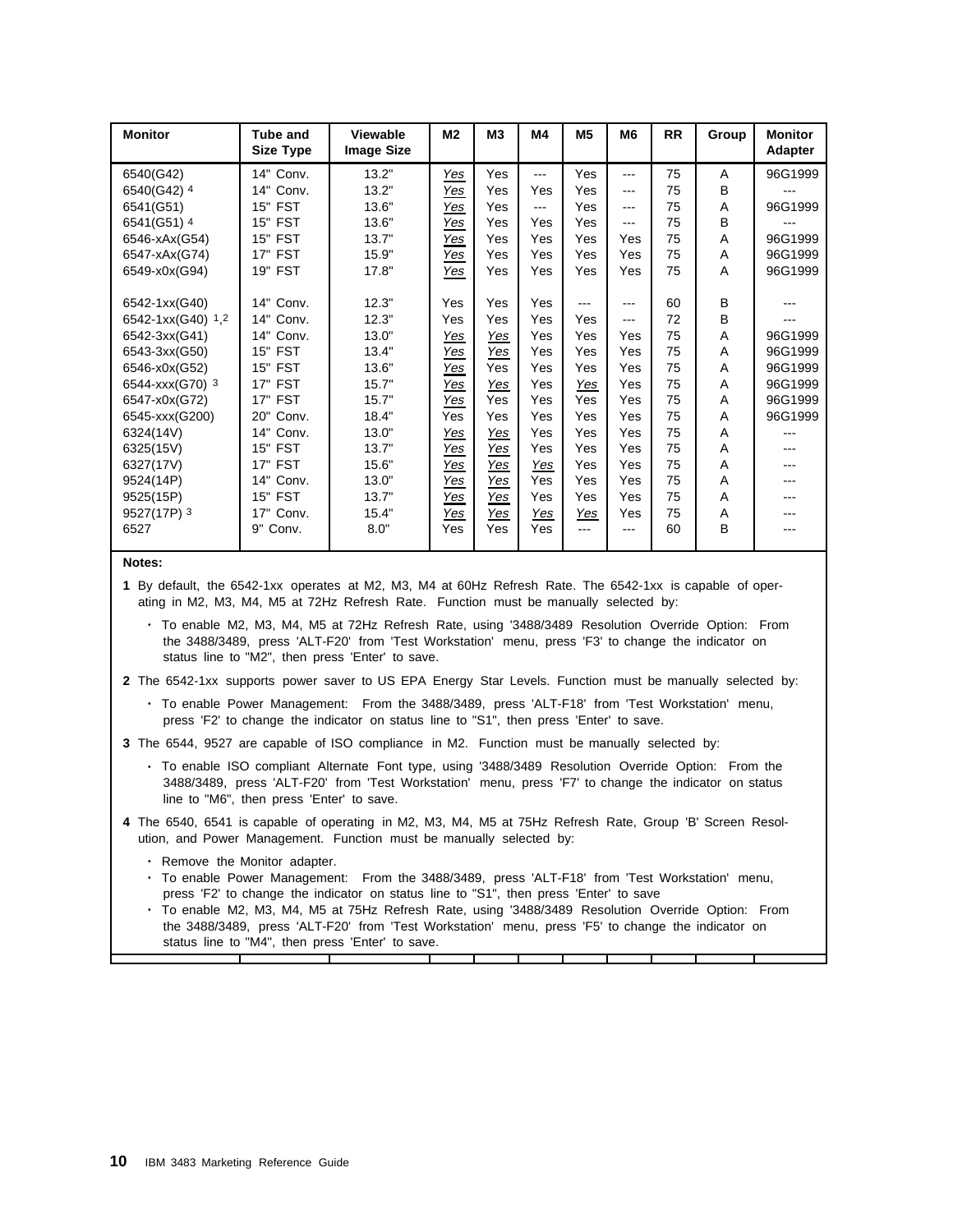| Monitor | Tube and Size Type | Viewable Image Size | M2 | M3 | M4 | M5 | M6 | RR | Group | Monitor Adapter |
|---|---|---|---|---|---|---|---|---|---|---|
| 6540(G42) | 14" Conv. | 13.2" | _Yes_ | Yes | --- | Yes | --- | 75 | A | 96G1999 |
| 6540(G42) [4] | 14" Conv. | 13.2" | _Yes_ | Yes | Yes | Yes | --- | 75 | B | --- |
| 6541(G51) | 15" FST | 13.6" | _Yes_ | Yes | --- | Yes | --- | 75 | A | 96G1999 |
| 6541(G51) [4] | 15" FST | 13.6" | _Yes_ | Yes | Yes | Yes | --- | 75 | B | --- |
| 6546-xAx(G54) | 15" FST | 13.7" | _Yes_ | Yes | Yes | Yes | Yes | 75 | A | 96G1999 |
| 6547-xAx(G74) | 17" FST | 15.9" | _Yes_ | Yes | Yes | Yes | Yes | 75 | A | 96G1999 |
| 6549-x0x(G94) | 19" FST | 17.8" | _Yes_ | Yes | Yes | Yes | Yes | 75 | A | 96G1999 |
| 6542-1xx(G40) | 14" Conv. | 12.3" | Yes | Yes | Yes | --- | --- | 60 | B | --- |
| 6542-1xx(G40) [1,2] | 14" Conv. | 12.3" | Yes | Yes | Yes | Yes | --- | 72 | B | --- |
| 6542-3xx(G41) | 14" Conv. | 13.0" | _Yes_ | _Yes_ | Yes | Yes | Yes | 75 | A | 96G1999 |
| 6543-3xx(G50) | 15" FST | 13.4" | _Yes_ | _Yes_ | Yes | Yes | Yes | 75 | A | 96G1999 |
| 6546-x0x(G52) | 15" FST | 13.6" | _Yes_ | Yes | Yes | Yes | Yes | 75 | A | 96G1999 |
| 6544-xxx(G70) [3] | 17" FST | 15.7" | _Yes_ | _Yes_ | Yes | _Yes_ | Yes | 75 | A | 96G1999 |
| 6547-x0x(G72) | 17" FST | 15.7" | _Yes_ | Yes | Yes | Yes | Yes | 75 | A | 96G1999 |
| 6545-xxx(G200) | 20" Conv. | 18.4" | Yes | Yes | Yes | Yes | Yes | 75 | A | 96G1999 |
| 6324(14V) | 14" Conv. | 13.0" | _Yes_ | _Yes_ | Yes | Yes | Yes | 75 | A | --- |
| 6325(15V) | 15" FST | 13.7" | _Yes_ | _Yes_ | Yes | Yes | Yes | 75 | A | --- |
| 6327(17V) | 17" FST | 15.6" | _Yes_ | _Yes_ | _Yes_ | Yes | Yes | 75 | A | --- |
| 9524(14P) | 14" Conv. | 13.0" | _Yes_ | _Yes_ | Yes | Yes | Yes | 75 | A | --- |
| 9525(15P) | 15" FST | 13.7" | _Yes_ | _Yes_ | Yes | Yes | Yes | 75 | A | --- |
| 9527(17P) [3] | 17" Conv. | 15.4" | _Yes_ | _Yes_ | _Yes_ | _Yes_ | Yes | 75 | A | --- |
| 6527 | 9" Conv. | 8.0" | Yes | Yes | Yes | --- | --- | 60 | B | --- |

**Notes:**

**1** By default, the 6542-1xx operates at M2, M3, M4 at 60Hz Refresh Rate. The 6542-1xx is capable of operating in M2, M3, M4, M5 at 72Hz Refresh Rate. Function must be manually selected by:

- To enable M2, M3, M4, M5 at 72Hz Refresh Rate, using '3488/3489 Resolution Override Option: From the 3488/3489, press 'ALT-F20' from 'Test Workstation' menu, press 'F3' to change the indicator on status line to "M2", then press 'Enter' to save.

**2** The 6542-1xx supports power saver to US EPA Energy Star Levels. Function must be manually selected by:

- To enable Power Management: From the 3488/3489, press 'ALT-F18' from 'Test Workstation' menu, press 'F2' to change the indicator on status line to "S1", then press 'Enter' to save.

**3** The 6544, 9527 are capable of ISO compliance in M2. Function must be manually selected by:

- To enable ISO compliant Alternate Font type, using '3488/3489 Resolution Override Option: From the 3488/3489, press 'ALT-F20' from 'Test Workstation' menu, press 'F7' to change the indicator on status line to "M6", then press 'Enter' to save.

**4** The 6540, 6541 is capable of operating in M2, M3, M4, M5 at 75Hz Refresh Rate, Group 'B' Screen Resolution, and Power Management. Function must be manually selected by:

- Remove the Monitor adapter.
- To enable Power Management: From the 3488/3489, press 'ALT-F18' from 'Test Workstation' menu, press 'F2' to change the indicator on status line to "S1", then press 'Enter' to save
- To enable M2, M3, M4, M5 at 75Hz Refresh Rate, using '3488/3489 Resolution Override Option: From the 3488/3489, press 'ALT-F20' from 'Test Workstation' menu, press 'F5' to change the indicator on status line to "M4", then press 'Enter' to save.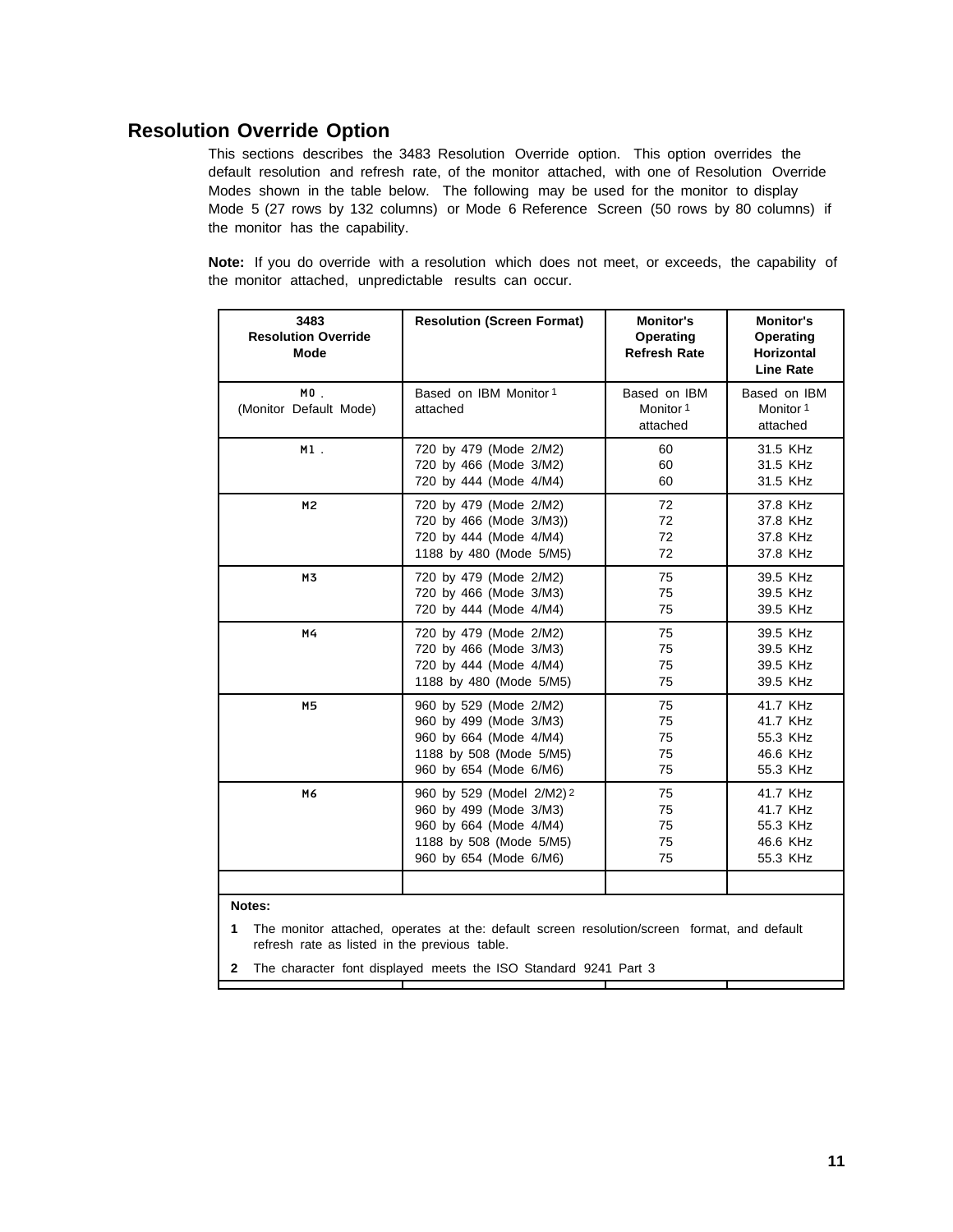## Resolution Override Option

This sections describes the 3483 Resolution Override option. This option overrides the default resolution and refresh rate, of the monitor attached, with one of Resolution Override Modes shown in the table below. The following may be used for the monitor to display Mode 5 (27 rows by 132 columns) or Mode 6 Reference Screen (50 rows by 80 columns) if the monitor has the capability.

**Note:** If you do override with a resolution which does not meet, or exceeds, the capability of the monitor attached, unpredictable results can occur.

| 3483 Resolution Override Mode | Resolution (Screen Format) | Monitor's Operating Refresh Rate | Monitor's Operating Horizontal Line Rate |
|---|---|---|---|
| M0 . (Monitor Default Mode) | Based on IBM Monitor [1] attached | Based on IBM Monitor [1] attached | Based on IBM Monitor [1] attached |
| M1 . | 720 by 479 (Mode 2/M2)<br>720 by 466 (Mode 3/M2)<br>720 by 444 (Mode 4/M4) | 60<br>60<br>60 | 31.5 KHz<br>31.5 KHz<br>31.5 KHz |
| M2 | 720 by 479 (Mode 2/M2)<br>720 by 466 (Mode 3/M3))<br>720 by 444 (Mode 4/M4)<br>1188 by 480 (Mode 5/M5) | 72<br>72<br>72<br>72 | 37.8 KHz<br>37.8 KHz<br>37.8 KHz<br>37.8 KHz |
| M3 | 720 by 479 (Mode 2/M2)<br>720 by 466 (Mode 3/M3)<br>720 by 444 (Mode 4/M4) | 75<br>75<br>75 | 39.5 KHz<br>39.5 KHz<br>39.5 KHz |
| M4 | 720 by 479 (Mode 2/M2)<br>720 by 466 (Mode 3/M3)<br>720 by 444 (Mode 4/M4)<br>1188 by 480 (Mode 5/M5) | 75<br>75<br>75<br>75 | 39.5 KHz<br>39.5 KHz<br>39.5 KHz<br>39.5 KHz |
| M5 | 960 by 529 (Mode 2/M2)<br>960 by 499 (Mode 3/M3)<br>960 by 664 (Mode 4/M4)<br>1188 by 508 (Mode 5/M5)<br>960 by 654 (Mode 6/M6) | 75<br>75<br>75<br>75<br>75 | 41.7 KHz<br>41.7 KHz<br>55.3 KHz<br>46.6 KHz<br>55.3 KHz |
| M6 | 960 by 529 (Model 2/M2) [2]<br>960 by 499 (Mode 3/M3)<br>960 by 664 (Mode 4/M4)<br>1188 by 508 (Mode 5/M5)<br>960 by 654 (Mode 6/M6) | 75<br>75<br>75<br>75<br>75 | 41.7 KHz<br>41.7 KHz<br>55.3 KHz<br>46.6 KHz<br>55.3 KHz |
| | | | |

**Notes:**

**1** The monitor attached, operates at the: default screen resolution/screen format, and default refresh rate as listed in the previous table.

**2** The character font displayed meets the ISO Standard 9241 Part 3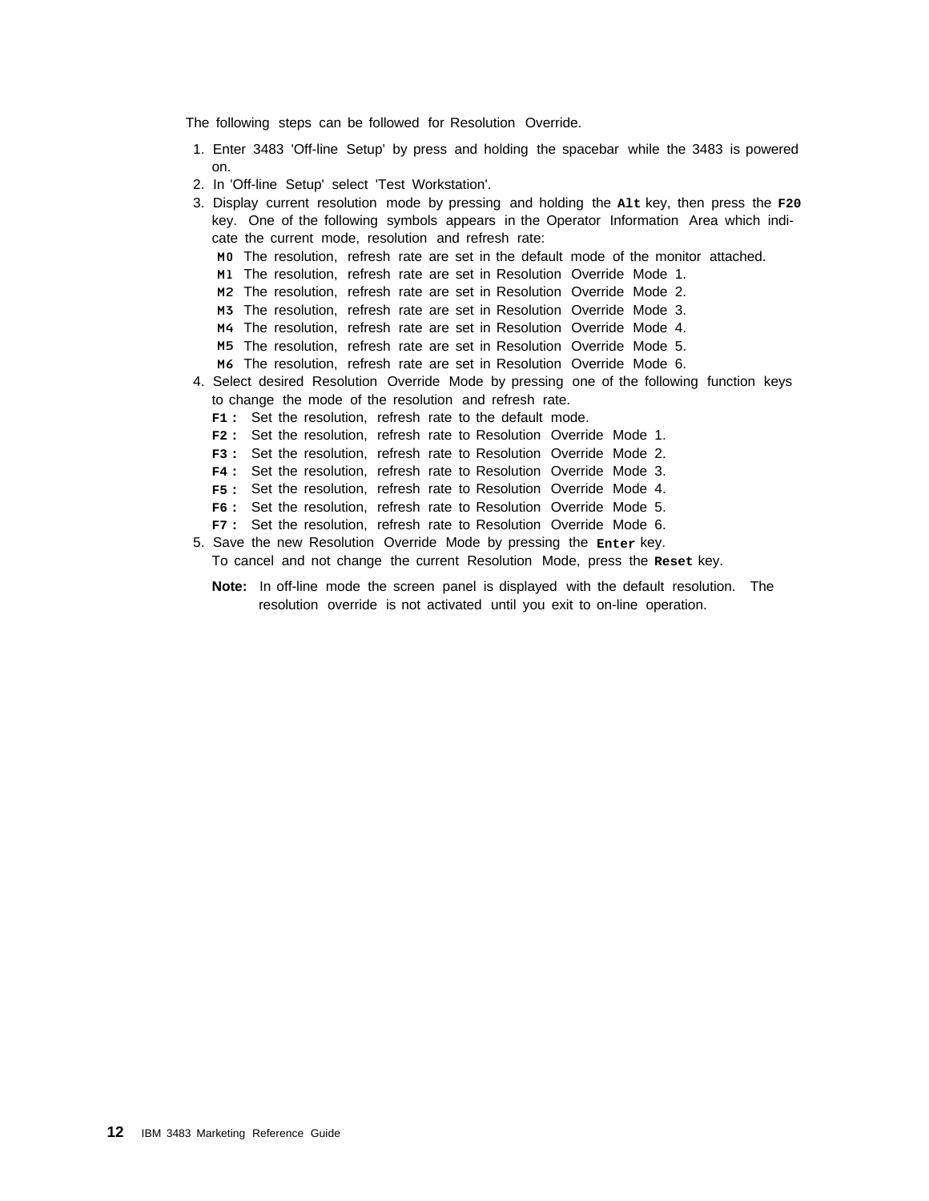The following steps can be followed for Resolution Override.

1. Enter 3483 'Off-line Setup' by press and holding the spacebar while the 3483 is powered on.
2. In 'Off-line Setup' select 'Test Workstation'.
3. Display current resolution mode by pressing and holding the **Alt** key, then press the **F20** key. One of the following symbols appears in the Operator Information Area which indicate the current mode, resolution and refresh rate:
   - **M0** The resolution, refresh rate are set in the default mode of the monitor attached.
   - **M1** The resolution, refresh rate are set in Resolution Override Mode 1.
   - **M2** The resolution, refresh rate are set in Resolution Override Mode 2.
   - **M3** The resolution, refresh rate are set in Resolution Override Mode 3.
   - **M4** The resolution, refresh rate are set in Resolution Override Mode 4.
   - **M5** The resolution, refresh rate are set in Resolution Override Mode 5.
   - **M6** The resolution, refresh rate are set in Resolution Override Mode 6.
4. Select desired Resolution Override Mode by pressing one of the following function keys to change the mode of the resolution and refresh rate.
   - **F1 :** Set the resolution, refresh rate to the default mode.
   - **F2 :** Set the resolution, refresh rate to Resolution Override Mode 1.
   - **F3 :** Set the resolution, refresh rate to Resolution Override Mode 2.
   - **F4 :** Set the resolution, refresh rate to Resolution Override Mode 3.
   - **F5 :** Set the resolution, refresh rate to Resolution Override Mode 4.
   - **F6 :** Set the resolution, refresh rate to Resolution Override Mode 5.
   - **F7 :** Set the resolution, refresh rate to Resolution Override Mode 6.
5. Save the new Resolution Override Mode by pressing the **Enter** key.

   To cancel and not change the current Resolution Mode, press the **Reset** key.

   **Note:** In off-line mode the screen panel is displayed with the default resolution. The resolution override is not activated until you exit to on-line operation.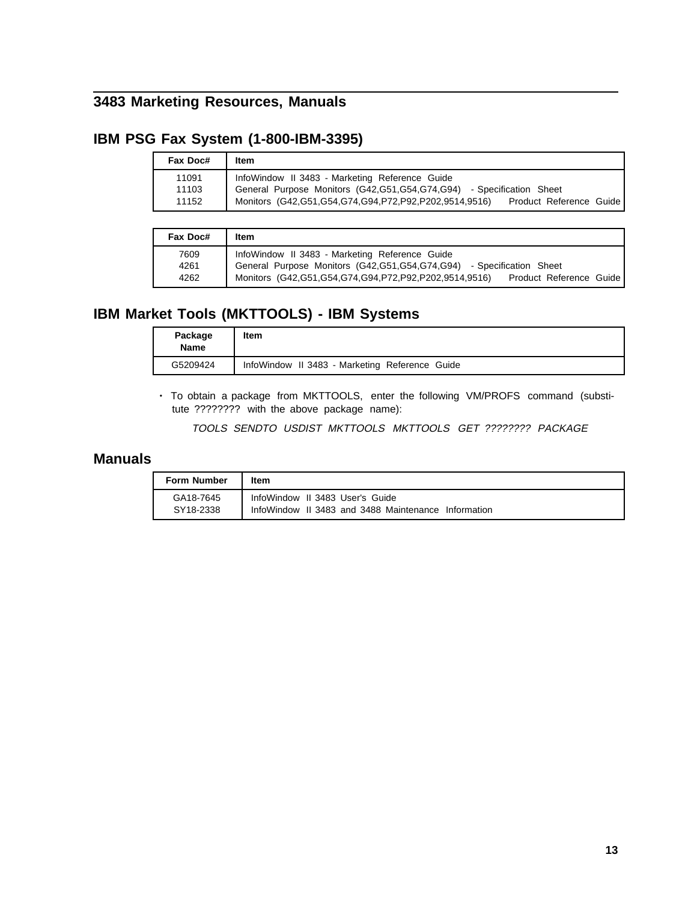## 3483 Marketing Resources, Manuals

### IBM PSG Fax System (1-800-IBM-3395)

| Fax Doc# | Item |
|---|---|
| 11091 | InfoWindow II 3483 - Marketing Reference Guide |
| 11103 | General Purpose Monitors (G42,G51,G54,G74,G94) - Specification Sheet |
| 11152 | Monitors (G42,G51,G54,G74,G94,P72,P92,P202,9514,9516) Product Reference Guide |

| Fax Doc# | Item |
|---|---|
| 7609 | InfoWindow II 3483 - Marketing Reference Guide |
| 4261 | General Purpose Monitors (G42,G51,G54,G74,G94) - Specification Sheet |
| 4262 | Monitors (G42,G51,G54,G74,G94,P72,P92,P202,9514,9516) Product Reference Guide |

### IBM Market Tools (MKTTOOLS) - IBM Systems

| Package Name | Item |
|---|---|
| G5209424 | InfoWindow II 3483 - Marketing Reference Guide |

- To obtain a package from MKTTOOLS, enter the following VM/PROFS command (substitute ???????? with the above package name):

  *TOOLS SENDTO USDIST MKTTOOLS MKTTOOLS GET ???????? PACKAGE*

### Manuals

| Form Number | Item |
|---|---|
| GA18-7645 | InfoWindow II 3483 User's Guide |
| SY18-2338 | InfoWindow II 3483 and 3488 Maintenance Information |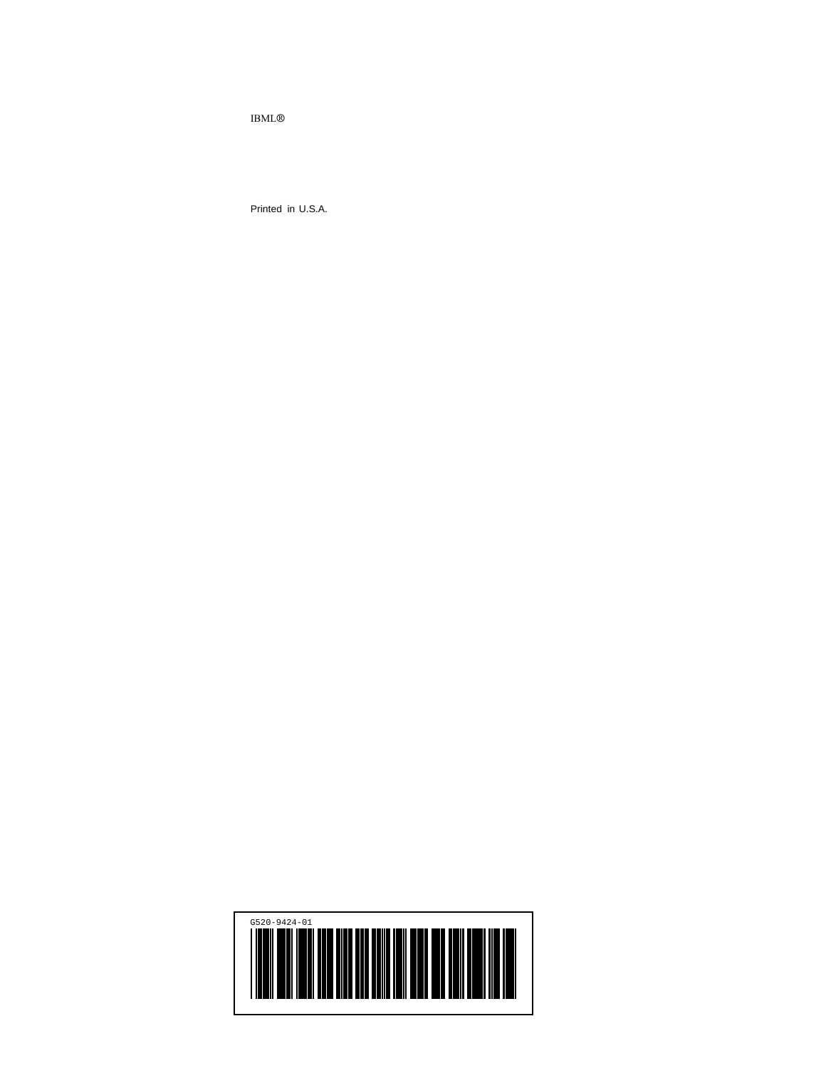IBML®

Printed in U.S.A.

G520-9424-01